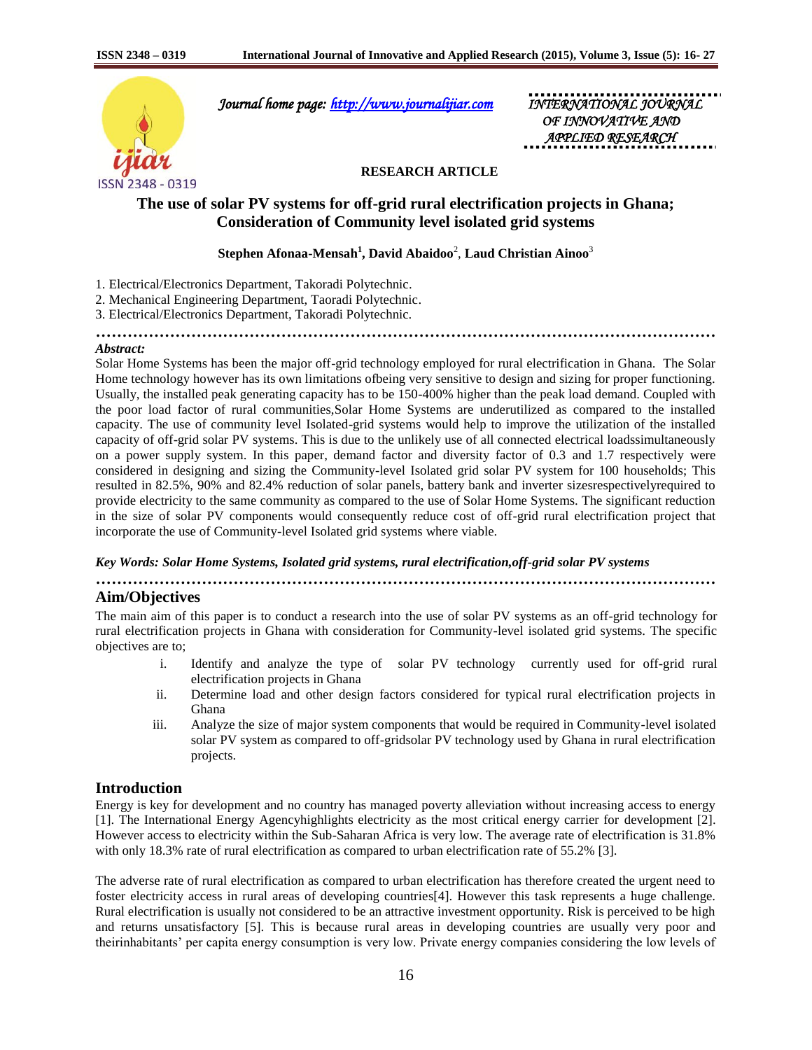Journal home page: http://www.journalijiar.com

INTERNATIONAL JOURNAL OF INNOVATIVE AND APPLIED RESEARCH

**RESEARCH ARTICLE**

# The use of solar PV systems for off-grid rural electrification projects in Ghana; Consideration of Community level isolated grid systems

**Stephen Afonaa-Mensah[1], David Abaidoo[2], Laud Christian Ainoo[3]**

1. Electrical/Electronics Department, Takoradi Polytechnic.
2. Mechanical Engineering Department, Taoradi Polytechnic.
3. Electrical/Electronics Department, Takoradi Polytechnic.

***Abstract:***

Solar Home Systems has been the major off-grid technology employed for rural electrification in Ghana. The Solar Home technology however has its own limitations ofbeing very sensitive to design and sizing for proper functioning. Usually, the installed peak generating capacity has to be 150-400% higher than the peak load demand. Coupled with the poor load factor of rural communities,Solar Home Systems are underutilized as compared to the installed capacity. The use of community level Isolated-grid systems would help to improve the utilization of the installed capacity of off-grid solar PV systems. This is due to the unlikely use of all connected electrical loadssimultaneously on a power supply system. In this paper, demand factor and diversity factor of 0.3 and 1.7 respectively were considered in designing and sizing the Community-level Isolated grid solar PV system for 100 households; This resulted in 82.5%, 90% and 82.4% reduction of solar panels, battery bank and inverter sizesrespectivelyrequired to provide electricity to the same community as compared to the use of Solar Home Systems. The significant reduction in the size of solar PV components would consequently reduce cost of off-grid rural electrification project that incorporate the use of Community-level Isolated grid systems where viable.

***Key Words: Solar Home Systems, Isolated grid systems, rural electrification,off-grid solar PV systems***

## Aim/Objectives

The main aim of this paper is to conduct a research into the use of solar PV systems as an off-grid technology for rural electrification projects in Ghana with consideration for Community-level isolated grid systems. The specific objectives are to;

i. Identify and analyze the type of solar PV technology currently used for off-grid rural electrification projects in Ghana
ii. Determine load and other design factors considered for typical rural electrification projects in Ghana
iii. Analyze the size of major system components that would be required in Community-level isolated solar PV system as compared to off-gridsolar PV technology used by Ghana in rural electrification projects.

## Introduction

Energy is key for development and no country has managed poverty alleviation without increasing access to energy [1]. The International Energy Agencyhighlights electricity as the most critical energy carrier for development [2]. However access to electricity within the Sub-Saharan Africa is very low. The average rate of electrification is 31.8% with only 18.3% rate of rural electrification as compared to urban electrification rate of 55.2% [3].

The adverse rate of rural electrification as compared to urban electrification has therefore created the urgent need to foster electricity access in rural areas of developing countries[4]. However this task represents a huge challenge. Rural electrification is usually not considered to be an attractive investment opportunity. Risk is perceived to be high and returns unsatisfactory [5]. This is because rural areas in developing countries are usually very poor and theirinhabitants' per capita energy consumption is very low. Private energy companies considering the low levels of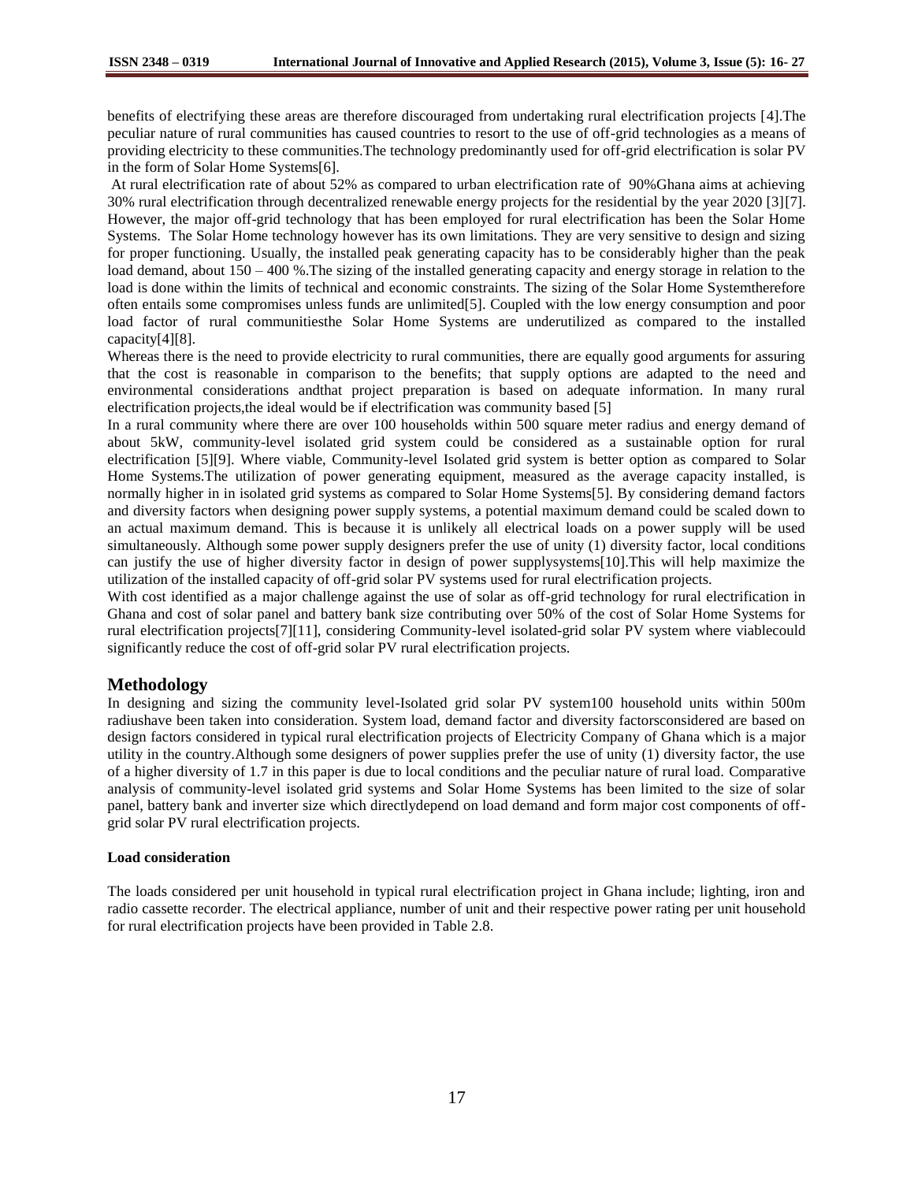benefits of electrifying these areas are therefore discouraged from undertaking rural electrification projects [4].The peculiar nature of rural communities has caused countries to resort to the use of off-grid technologies as a means of providing electricity to these communities.The technology predominantly used for off-grid electrification is solar PV in the form of Solar Home Systems[6].

At rural electrification rate of about 52% as compared to urban electrification rate of 90%Ghana aims at achieving 30% rural electrification through decentralized renewable energy projects for the residential by the year 2020 [3][7]. However, the major off-grid technology that has been employed for rural electrification has been the Solar Home Systems. The Solar Home technology however has its own limitations. They are very sensitive to design and sizing for proper functioning. Usually, the installed peak generating capacity has to be considerably higher than the peak load demand, about 150 – 400 %.The sizing of the installed generating capacity and energy storage in relation to the load is done within the limits of technical and economic constraints. The sizing of the Solar Home Systemtherefore often entails some compromises unless funds are unlimited[5]. Coupled with the low energy consumption and poor load factor of rural communitiesthe Solar Home Systems are underutilized as compared to the installed capacity[4][8].

Whereas there is the need to provide electricity to rural communities, there are equally good arguments for assuring that the cost is reasonable in comparison to the benefits; that supply options are adapted to the need and environmental considerations andthat project preparation is based on adequate information. In many rural electrification projects,the ideal would be if electrification was community based [5]

In a rural community where there are over 100 households within 500 square meter radius and energy demand of about 5kW, community-level isolated grid system could be considered as a sustainable option for rural electrification [5][9]. Where viable, Community-level Isolated grid system is better option as compared to Solar Home Systems.The utilization of power generating equipment, measured as the average capacity installed, is normally higher in in isolated grid systems as compared to Solar Home Systems[5]. By considering demand factors and diversity factors when designing power supply systems, a potential maximum demand could be scaled down to an actual maximum demand. This is because it is unlikely all electrical loads on a power supply will be used simultaneously. Although some power supply designers prefer the use of unity (1) diversity factor, local conditions can justify the use of higher diversity factor in design of power supplysystems[10].This will help maximize the utilization of the installed capacity of off-grid solar PV systems used for rural electrification projects.

With cost identified as a major challenge against the use of solar as off-grid technology for rural electrification in Ghana and cost of solar panel and battery bank size contributing over 50% of the cost of Solar Home Systems for rural electrification projects[7][11], considering Community-level isolated-grid solar PV system where viablecould significantly reduce the cost of off-grid solar PV rural electrification projects.

## Methodology

In designing and sizing the community level-Isolated grid solar PV system100 household units within 500m radiushave been taken into consideration. System load, demand factor and diversity factorsconsidered are based on design factors considered in typical rural electrification projects of Electricity Company of Ghana which is a major utility in the country.Although some designers of power supplies prefer the use of unity (1) diversity factor, the use of a higher diversity of 1.7 in this paper is due to local conditions and the peculiar nature of rural load. Comparative analysis of community-level isolated grid systems and Solar Home Systems has been limited to the size of solar panel, battery bank and inverter size which directlydepend on load demand and form major cost components of off-grid solar PV rural electrification projects.

### Load consideration

The loads considered per unit household in typical rural electrification project in Ghana include; lighting, iron and radio cassette recorder. The electrical appliance, number of unit and their respective power rating per unit household for rural electrification projects have been provided in Table 2.8.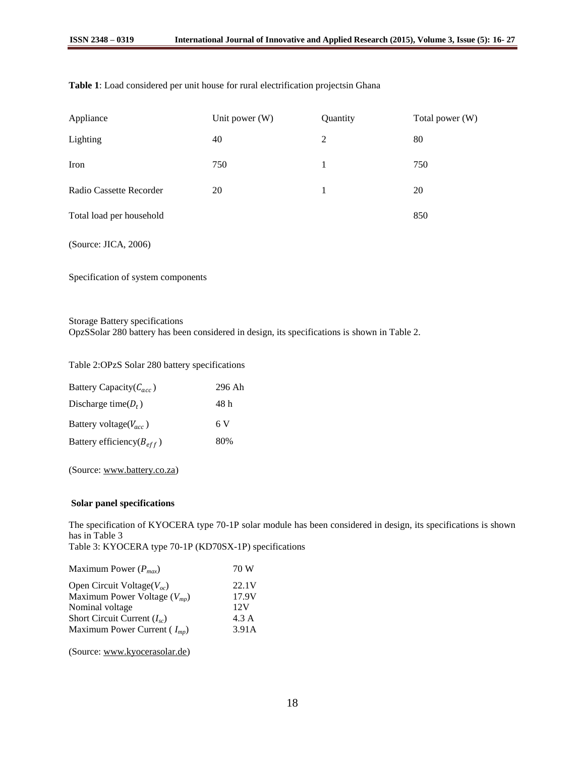**Table 1**: Load considered per unit house for rural electrification projectsin Ghana

| Appliance | Unit power (W) | Quantity | Total power (W) |
|---|---|---|---|
| Lighting | 40 | 2 | 80 |
| Iron | 750 | 1 | 750 |
| Radio Cassette Recorder | 20 | 1 | 20 |
| Total load per household | | | 850 |

(Source: JICA, 2006)

Specification of system components

Storage Battery specifications
OpzSSolar 280 battery has been considered in design, its specifications is shown in Table 2.

Table 2:OPzS Solar 280 battery specifications

| | |
|---|---|
| Battery Capacity($C_{acc}$) | 296 Ah |
| Discharge time($D_t$) | 48 h |
| Battery voltage($V_{acc}$) | 6 V |
| Battery efficiency($B_{eff}$) | 80% |

(Source: www.battery.co.za)

**Solar panel specifications**

The specification of KYOCERA type 70-1P solar module has been considered in design, its specifications is shown has in Table 3
Table 3: KYOCERA type 70-1P (KD70SX-1P) specifications

| | |
|---|---|
| Maximum Power ($P_{max}$) | 70 W |
| Open Circuit Voltage($V_{oc}$) | 22.1V |
| Maximum Power Voltage ($V_{mp}$) | 17.9V |
| Nominal voltage | 12V |
| Short Circuit Current ($I_{sc}$) | 4.3 A |
| Maximum Power Current ( $I_{mp}$) | 3.91A |

(Source: www.kyocerasolar.de)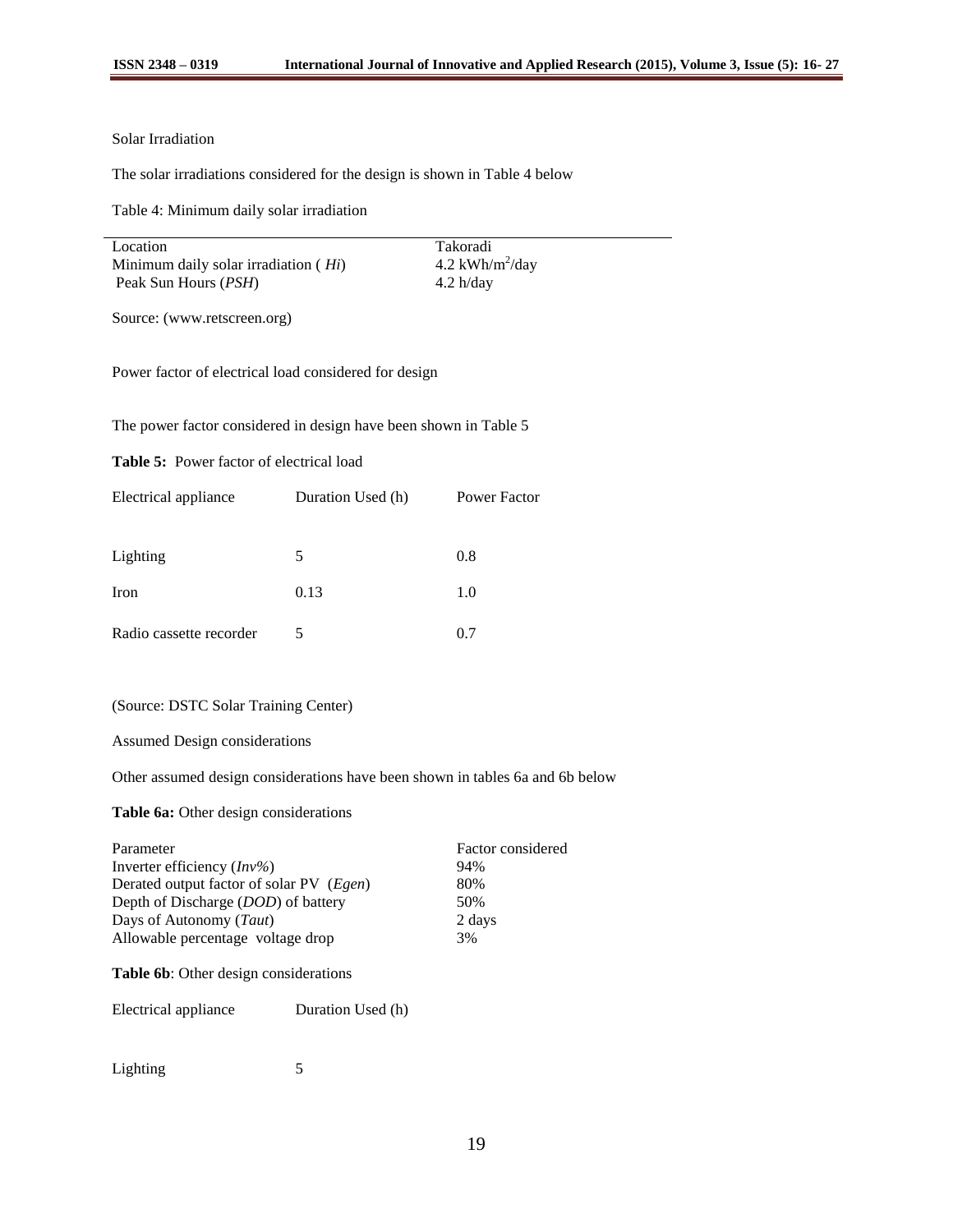Solar Irradiation

The solar irradiations considered for the design is shown in Table 4 below

Table 4: Minimum daily solar irradiation

| Location | Takoradi |
|---|---|
| Minimum daily solar irradiation ( *Hi*) | 4.2 $kWh/m^2/day$ |
| Peak Sun Hours (*PSH*) | 4.2 h/day |

Source: (www.retscreen.org)

Power factor of electrical load considered for design

The power factor considered in design have been shown in Table 5

**Table 5:** Power factor of electrical load

| Electrical appliance | Duration Used (h) | Power Factor |
|---|---|---|
| Lighting | 5 | 0.8 |
| Iron | 0.13 | 1.0 |
| Radio cassette recorder | 5 | 0.7 |

(Source: DSTC Solar Training Center)

Assumed Design considerations

Other assumed design considerations have been shown in tables 6a and 6b below

**Table 6a:** Other design considerations

| Parameter | Factor considered |
|---|---|
| Inverter efficiency (*Inv%*) | 94% |
| Derated output factor of solar PV (*Egen*) | 80% |
| Depth of Discharge (*DOD*) of battery | 50% |
| Days of Autonomy (*Taut*) | 2 days |
| Allowable percentage voltage drop | 3% |

**Table 6b**: Other design considerations

| Electrical appliance | Duration Used (h) |
|---|---|
| Lighting | 5 |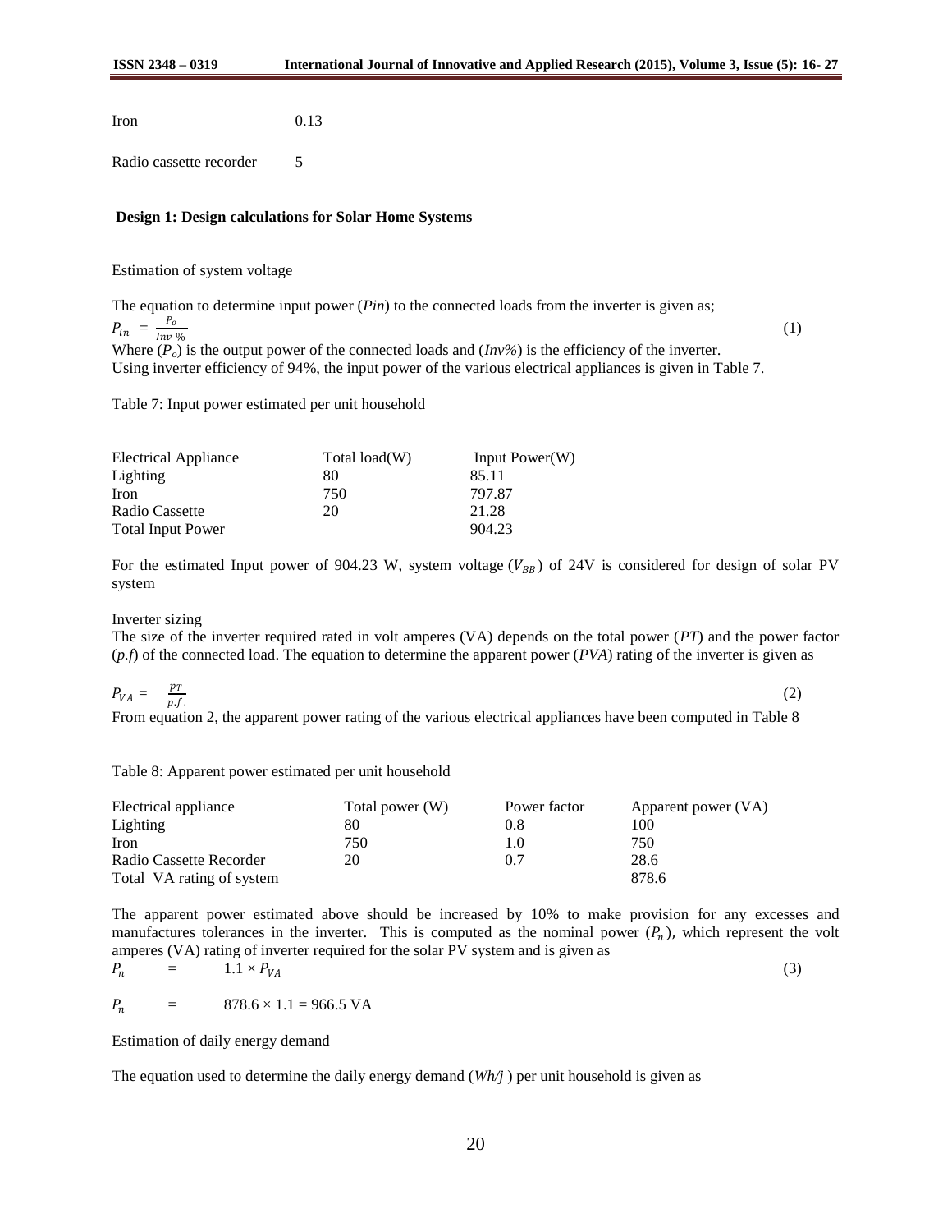| | |
|---|---|
| Iron | 0.13 |
| Radio cassette recorder | 5 |

**Design 1: Design calculations for Solar Home Systems**

Estimation of system voltage

The equation to determine input power (*Pin*) to the connected loads from the inverter is given as;

$$P_{in} = \frac{P_o}{Inv\ \%} \qquad (1)$$

Where ($P_o$) is the output power of the connected loads and (*Inv%*) is the efficiency of the inverter.
Using inverter efficiency of 94%, the input power of the various electrical appliances is given in Table 7.

Table 7: Input power estimated per unit household

| Electrical Appliance | Total load(W) | Input Power(W) |
|---|---|---|
| Lighting | 80 | 85.11 |
| Iron | 750 | 797.87 |
| Radio Cassette | 20 | 21.28 |
| Total Input Power | | 904.23 |

For the estimated Input power of 904.23 W, system voltage ($V_{BB}$) of 24V is considered for design of solar PV system

Inverter sizing

The size of the inverter required rated in volt amperes (VA) depends on the total power (*PT*) and the power factor (*p.f*) of the connected load. The equation to determine the apparent power (*PVA*) rating of the inverter is given as

$$P_{VA} = \frac{p_T}{p.f.} \qquad (2)$$

From equation 2, the apparent power rating of the various electrical appliances have been computed in Table 8

Table 8: Apparent power estimated per unit household

| Electrical appliance | Total power (W) | Power factor | Apparent power (VA) |
|---|---|---|---|
| Lighting | 80 | 0.8 | 100 |
| Iron | 750 | 1.0 | 750 |
| Radio Cassette Recorder | 20 | 0.7 | 28.6 |
| Total VA rating of system | | | 878.6 |

The apparent power estimated above should be increased by 10% to make provision for any excesses and manufactures tolerances in the inverter. This is computed as the nominal power ($P_n$), which represent the volt amperes (VA) rating of inverter required for the solar PV system and is given as

$$P_n = 1.1 \times P_{VA} \qquad (3)$$

$$P_n = 878.6 \times 1.1 = 966.5 \text{ VA}$$

Estimation of daily energy demand

The equation used to determine the daily energy demand (*Wh/j* ) per unit household is given as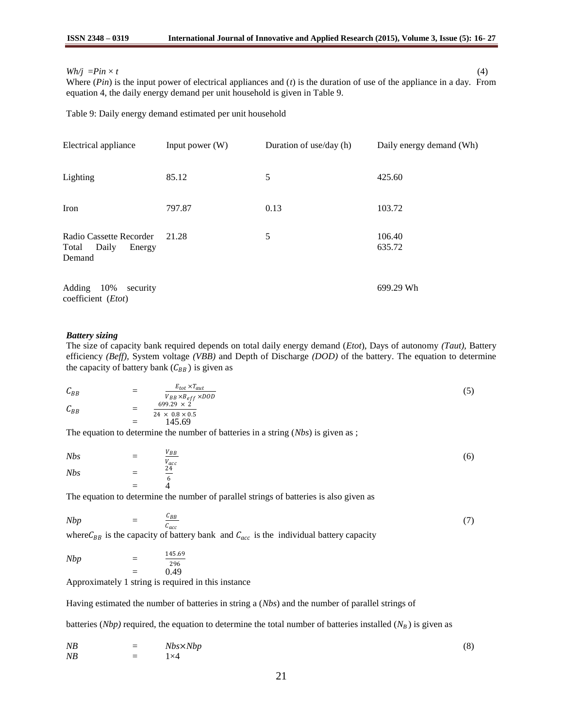$Wh/j = Pin \times t$ (4)

Where ($Pin$) is the input power of electrical appliances and ($t$) is the duration of use of the appliance in a day. From equation 4, the daily energy demand per unit household is given in Table 9.

Table 9: Daily energy demand estimated per unit household

| Electrical appliance | Input power (W) | Duration of use/day (h) | Daily energy demand (Wh) |
|---|---|---|---|
| Lighting | 85.12 | 5 | 425.60 |
| Iron | 797.87 | 0.13 | 103.72 |
| Radio Cassette Recorder | 21.28 | 5 | 106.40 |
| Total Daily Energy Demand | | | 635.72 |
| Adding 10% security coefficient (*Etot*) | | | 699.29 Wh |

***Battery sizing***

The size of capacity bank required depends on total daily energy demand (*Etot*), Days of autonomy *(Taut)*, Battery efficiency *(Beff)*, System voltage *(VBB)* and Depth of Discharge *(DOD)* of the battery. The equation to determine the capacity of battery bank ($C_{BB}$) is given as

$$C_{BB} = \frac{E_{tot} \times T_{aut}}{V_{BB} \times B_{eff} \times DOD} \quad (5)$$

$$C_{BB} = \frac{699.29 \times 2}{24 \times 0.8 \times 0.5} = 145.69$$

The equation to determine the number of batteries in a string (*Nbs*) is given as ;

$$Nbs = \frac{V_{BB}}{V_{acc}} \quad (6)$$

$$Nbs = \frac{24}{6} = 4$$

The equation to determine the number of parallel strings of batteries is also given as

$$Nbp = \frac{C_{BB}}{C_{acc}} \quad (7)$$

where $C_{BB}$ is the capacity of battery bank and $C_{acc}$ is the individual battery capacity

$$Nbp = \frac{145.69}{296} = 0.49$$

Approximately 1 string is required in this instance

Having estimated the number of batteries in string a (*Nbs*) and the number of parallel strings of batteries (*Nbp)* required, the equation to determine the total number of batteries installed ($N_B$) is given as

$$NB = Nbs \times Nbp \quad (8)$$

$$NB = 1 \times 4$$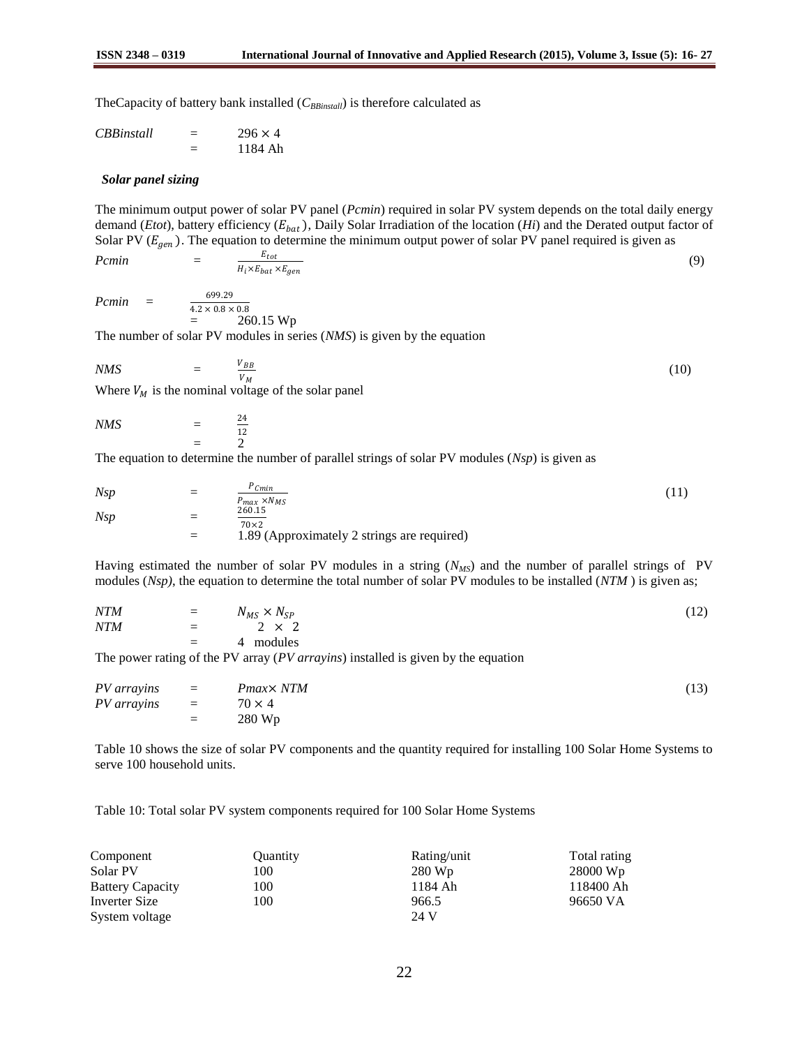TheCapacity of battery bank installed ($C_{BBinstall}$) is therefore calculated as

$$CBBinstall = 296 \times 4 = 1184 \text{ Ah}$$

***Solar panel sizing***

The minimum output power of solar PV panel (*Pcmin*) required in solar PV system depends on the total daily energy demand (*Etot*), battery efficiency ($E_{bat}$), Daily Solar Irradiation of the location (*Hi*) and the Derated output factor of Solar PV ($E_{gen}$). The equation to determine the minimum output power of solar PV panel required is given as

$$Pcmin = \frac{E_{tot}}{H_i \times E_{bat} \times E_{gen}} \quad (9)$$

$$Pcmin = \frac{699.29}{4.2 \times 0.8 \times 0.8} = 260.15 \text{ Wp}$$

The number of solar PV modules in series (*NMS*) is given by the equation

$$NMS = \frac{V_{BB}}{V_M} \quad (10)$$

Where $V_M$ is the nominal voltage of the solar panel

$$NMS = \frac{24}{12} = 2$$

The equation to determine the number of parallel strings of solar PV modules (*Nsp*) is given as

$$Nsp = \frac{P_{Cmin}}{P_{max} \times N_{MS}} \quad (11)$$

$$Nsp = \frac{260.15}{70 \times 2}$$

= 1.89 (Approximately 2 strings are required)

Having estimated the number of solar PV modules in a string ($N_{MS}$) and the number of parallel strings of PV modules (*Nsp)*, the equation to determine the total number of solar PV modules to be installed (*NTM* ) is given as;

$$NTM = N_{MS} \times N_{SP} \quad (12)$$

$$NTM = 2 \times 2$$

= 4 modules

The power rating of the PV array (*PV arrayins*) installed is given by the equation

$$PV\ arrayins = Pmax \times NTM \quad (13)$$

$$PV\ arrayins = 70 \times 4 = 280 \text{ Wp}$$

Table 10 shows the size of solar PV components and the quantity required for installing 100 Solar Home Systems to serve 100 household units.

Table 10: Total solar PV system components required for 100 Solar Home Systems

| Component | Quantity | Rating/unit | Total rating |
|---|---|---|---|
| Solar PV | 100 | 280 Wp | 28000 Wp |
| Battery Capacity | 100 | 1184 Ah | 118400 Ah |
| Inverter Size | 100 | 966.5 | 96650 VA |
| System voltage | | 24 V | |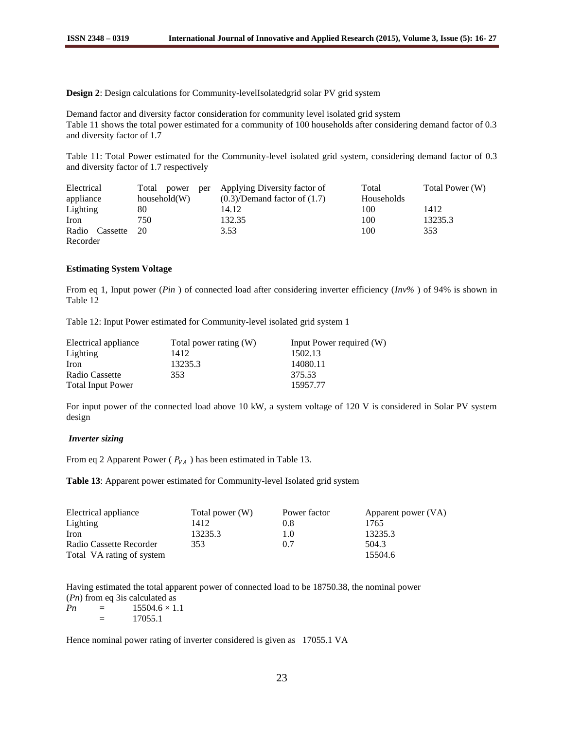**Design 2**: Design calculations for Community-levelIsolatedgrid solar PV grid system

Demand factor and diversity factor consideration for community level isolated grid system
Table 11 shows the total power estimated for a community of 100 households after considering demand factor of 0.3 and diversity factor of 1.7

Table 11: Total Power estimated for the Community-level isolated grid system, considering demand factor of 0.3 and diversity factor of 1.7 respectively

| Electrical appliance | Total power per household(W) | Applying Diversity factor of (0.3)/Demand factor of (1.7) | Total Households | Total Power (W) |
|---|---|---|---|---|
| Lighting | 80 | 14.12 | 100 | 1412 |
| Iron | 750 | 132.35 | 100 | 13235.3 |
| Radio Cassette Recorder | 20 | 3.53 | 100 | 353 |

**Estimating System Voltage**

From eq 1, Input power (*Pin* ) of connected load after considering inverter efficiency (*Inv%* ) of 94% is shown in Table 12

Table 12: Input Power estimated for Community-level isolated grid system 1

| Electrical appliance | Total power rating (W) | Input Power required (W) |
|---|---|---|
| Lighting | 1412 | 1502.13 |
| Iron | 13235.3 | 14080.11 |
| Radio Cassette | 353 | 375.53 |
| Total Input Power | | 15957.77 |

For input power of the connected load above 10 kW, a system voltage of 120 V is considered in Solar PV system design

***Inverter sizing***

From eq 2 Apparent Power ( $P_{VA}$ ) has been estimated in Table 13.

**Table 13**: Apparent power estimated for Community-level Isolated grid system

| Electrical appliance | Total power (W) | Power factor | Apparent power (VA) |
|---|---|---|---|
| Lighting | 1412 | 0.8 | 1765 |
| Iron | 13235.3 | 1.0 | 13235.3 |
| Radio Cassette Recorder | 353 | 0.7 | 504.3 |
| Total VA rating of system | | | 15504.6 |

Having estimated the total apparent power of connected load to be 18750.38, the nominal power (*Pn*) from eq 3is calculated as

$$Pn = 15504.6 \times 1.1$$
$$= 17055.1$$

Hence nominal power rating of inverter considered is given as 17055.1 VA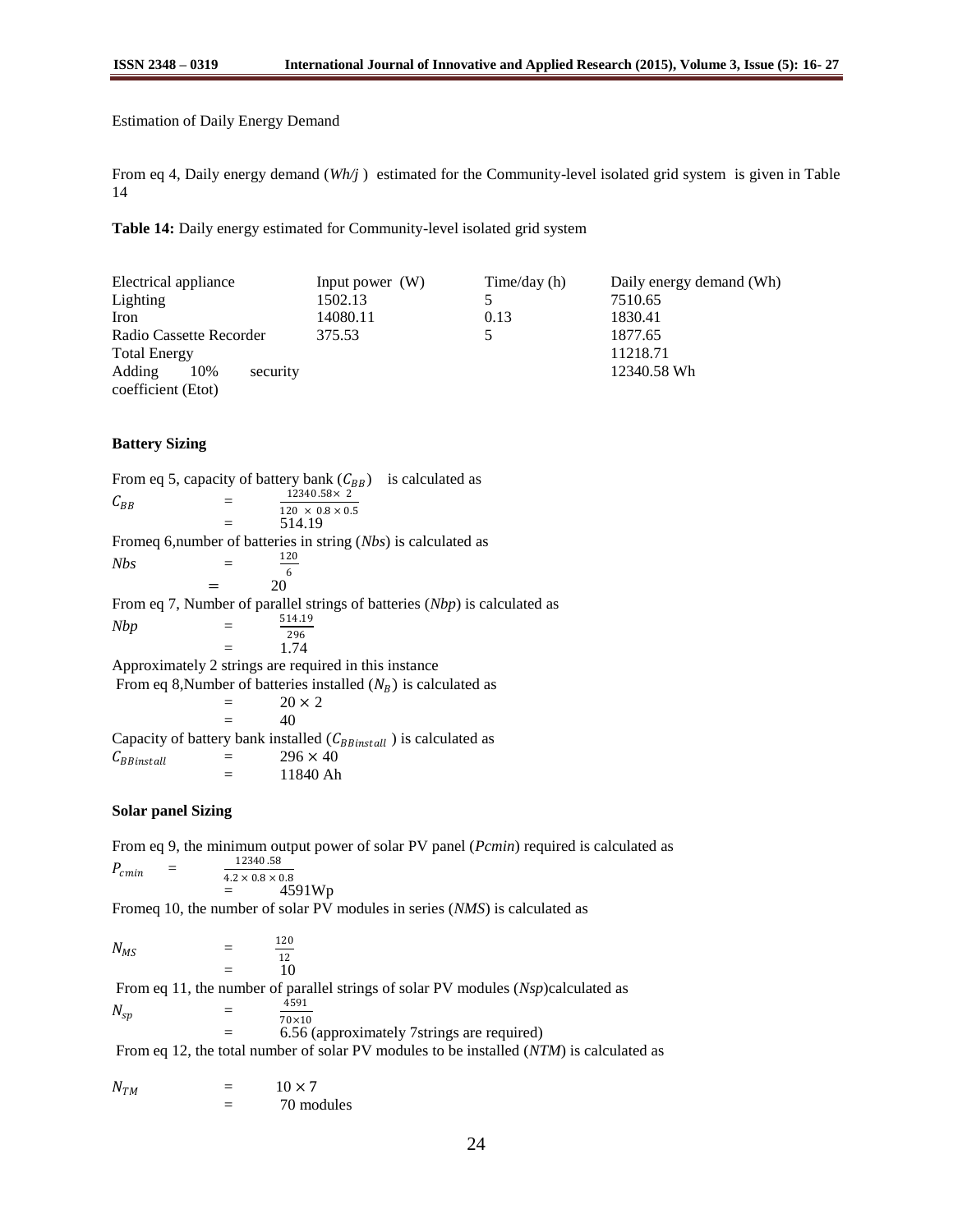Estimation of Daily Energy Demand

From eq 4, Daily energy demand (*Wh/j* ) estimated for the Community-level isolated grid system is given in Table 14

**Table 14:** Daily energy estimated for Community-level isolated grid system

| Electrical appliance | Input power (W) | Time/day (h) | Daily energy demand (Wh) |
|---|---|---|---|
| Lighting | 1502.13 | 5 | 7510.65 |
| Iron | 14080.11 | 0.13 | 1830.41 |
| Radio Cassette Recorder | 375.53 | 5 | 1877.65 |
| Total Energy | | | 11218.71 |
| Adding 10% security coefficient (Etot) | | | 12340.58 Wh |

**Battery Sizing**

From eq 5, capacity of battery bank ($C_{BB}$) is calculated as

$$C_{BB} = \frac{12340.58 \times 2}{120 \times 0.8 \times 0.5}$$

$$= 514.19$$

Fromeq 6,number of batteries in string (*Nbs*) is calculated as

$$Nbs = \frac{120}{6}$$

$$= 20$$

From eq 7, Number of parallel strings of batteries (*Nbp*) is calculated as

$$Nbp = \frac{514.19}{296}$$

$$= 1.74$$

Approximately 2 strings are required in this instance

From eq 8,Number of batteries installed ($N_B$) is calculated as

$$= 20 \times 2$$

$$= 40$$

Capacity of battery bank installed ($C_{BBinstall}$ ) is calculated as

$$C_{BBinstall} = 296 \times 40$$

$$= 11840 \text{ Ah}$$

**Solar panel Sizing**

From eq 9, the minimum output power of solar PV panel (*Pcmin*) required is calculated as

$$P_{cmin} = \frac{12340.58}{4.2 \times 0.8 \times 0.8}$$

$$= 4591\text{Wp}$$

Fromeq 10, the number of solar PV modules in series (*NMS*) is calculated as

$$N_{MS} = \frac{120}{12}$$

$$= 10$$

From eq 11, the number of parallel strings of solar PV modules (*Nsp*)calculated as

$$N_{sp} = \frac{4591}{70 \times 10}$$

$= 6.56$ (approximately 7strings are required)

From eq 12, the total number of solar PV modules to be installed (*NTM*) is calculated as

$$N_{TM} = 10 \times 7$$

$= 70$ modules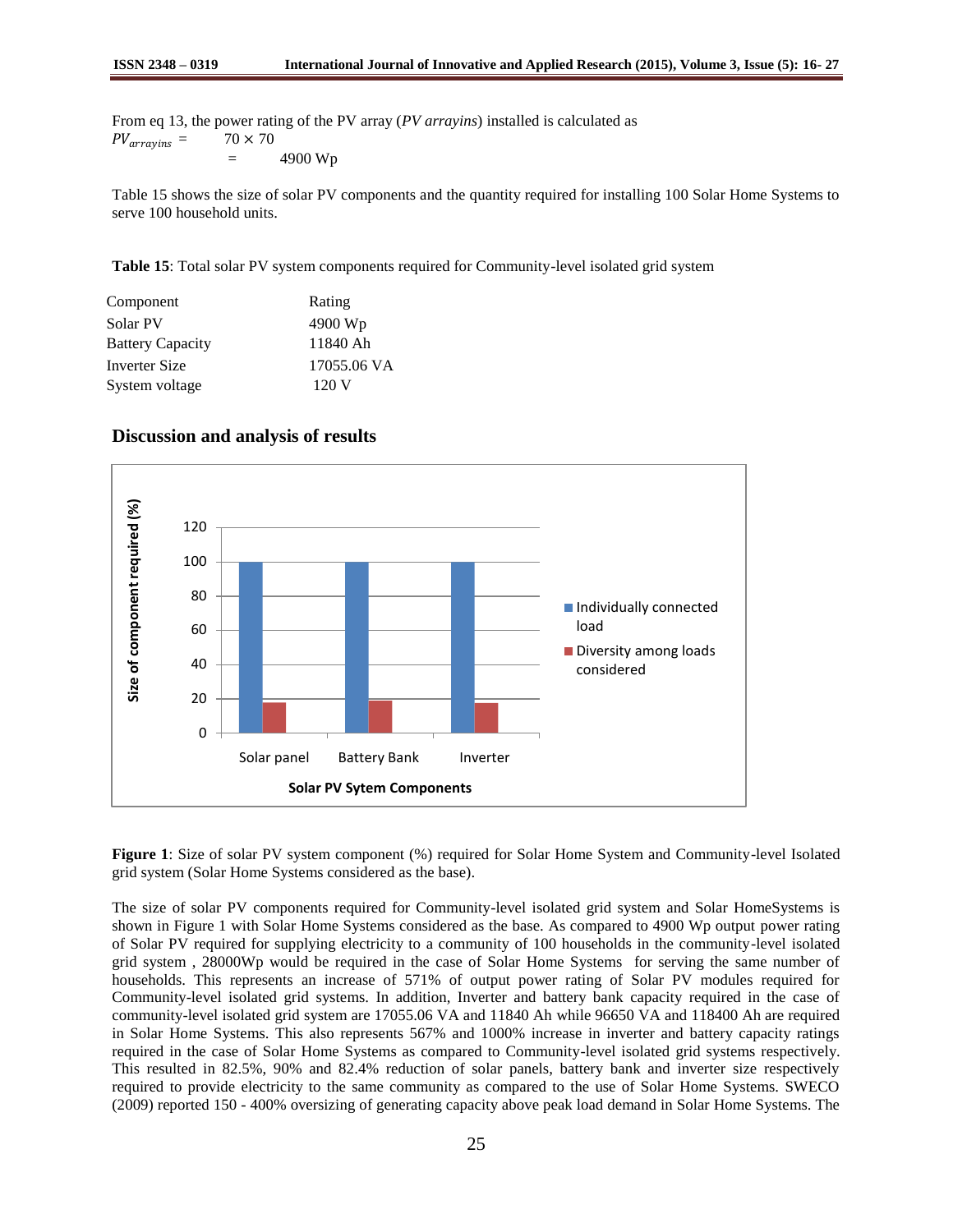From eq 13, the power rating of the PV array (*PV arrayins*) installed is calculated as

$$PV_{arrayins} = 70 \times 70$$

$$= 4900 \text{ Wp}$$

Table 15 shows the size of solar PV components and the quantity required for installing 100 Solar Home Systems to serve 100 household units.

**Table 15**: Total solar PV system components required for Community-level isolated grid system

| Component | Rating |
|---|---|
| Solar PV | 4900 Wp |
| Battery Capacity | 11840 Ah |
| Inverter Size | 17055.06 VA |
| System voltage | 120 V |

## Discussion and analysis of results

**Figure 1**: Size of solar PV system component (%) required for Solar Home System and Community-level Isolated grid system (Solar Home Systems considered as the base).

The size of solar PV components required for Community-level isolated grid system and Solar HomeSystems is shown in Figure 1 with Solar Home Systems considered as the base. As compared to 4900 Wp output power rating of Solar PV required for supplying electricity to a community of 100 households in the community-level isolated grid system , 28000Wp would be required in the case of Solar Home Systems for serving the same number of households. This represents an increase of 571% of output power rating of Solar PV modules required for Community-level isolated grid systems. In addition, Inverter and battery bank capacity required in the case of community-level isolated grid system are 17055.06 VA and 11840 Ah while 96650 VA and 118400 Ah are required in Solar Home Systems. This also represents 567% and 1000% increase in inverter and battery capacity ratings required in the case of Solar Home Systems as compared to Community-level isolated grid systems respectively. This resulted in 82.5%, 90% and 82.4% reduction of solar panels, battery bank and inverter size respectively required to provide electricity to the same community as compared to the use of Solar Home Systems. SWECO (2009) reported 150 - 400% oversizing of generating capacity above peak load demand in Solar Home Systems. The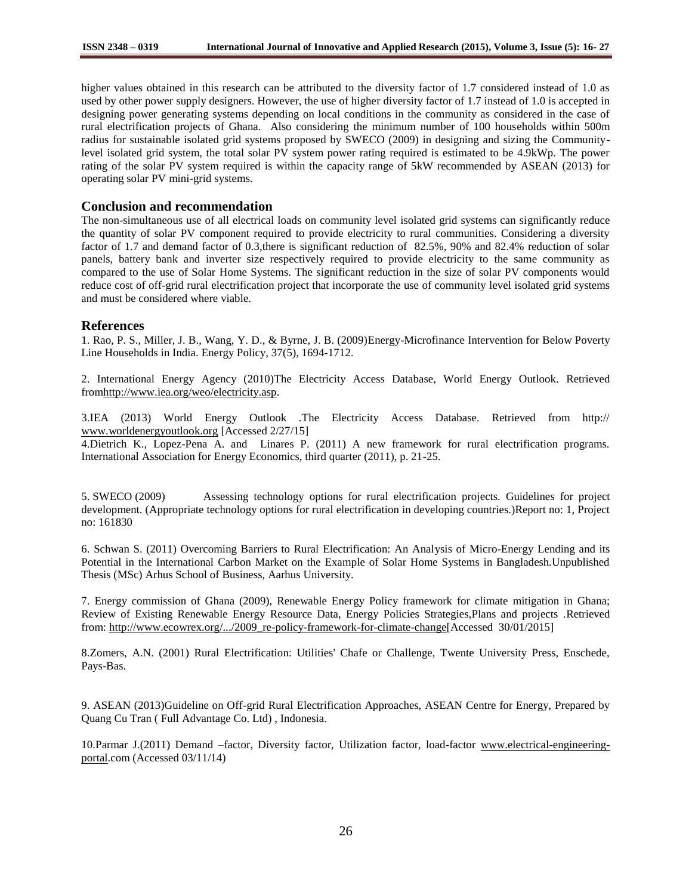higher values obtained in this research can be attributed to the diversity factor of 1.7 considered instead of 1.0 as used by other power supply designers. However, the use of higher diversity factor of 1.7 instead of 1.0 is accepted in designing power generating systems depending on local conditions in the community as considered in the case of rural electrification projects of Ghana. Also considering the minimum number of 100 households within 500m radius for sustainable isolated grid systems proposed by SWECO (2009) in designing and sizing the Community-level isolated grid system, the total solar PV system power rating required is estimated to be 4.9kWp. The power rating of the solar PV system required is within the capacity range of 5kW recommended by ASEAN (2013) for operating solar PV mini-grid systems.

## Conclusion and recommendation

The non-simultaneous use of all electrical loads on community level isolated grid systems can significantly reduce the quantity of solar PV component required to provide electricity to rural communities. Considering a diversity factor of 1.7 and demand factor of 0.3,there is significant reduction of 82.5%, 90% and 82.4% reduction of solar panels, battery bank and inverter size respectively required to provide electricity to the same community as compared to the use of Solar Home Systems. The significant reduction in the size of solar PV components would reduce cost of off-grid rural electrification project that incorporate the use of community level isolated grid systems and must be considered where viable.

## References

1. Rao, P. S., Miller, J. B., Wang, Y. D., & Byrne, J. B. (2009)Energy-Microfinance Intervention for Below Poverty Line Households in India. Energy Policy, 37(5), 1694-1712.

2. International Energy Agency (2010)The Electricity Access Database, World Energy Outlook. Retrieved fromhttp://www.iea.org/weo/electricity.asp.

3.IEA (2013) World Energy Outlook .The Electricity Access Database. Retrieved from http:// www.worldenergyoutlook.org [Accessed 2/27/15]

4.Dietrich K., Lopez-Pena A. and Linares P. (2011) A new framework for rural electrification programs. International Association for Energy Economics, third quarter (2011), p. 21-25.

5. SWECO (2009) Assessing technology options for rural electrification projects. Guidelines for project development. (Appropriate technology options for rural electrification in developing countries.)Report no: 1, Project no: 161830

6. Schwan S. (2011) Overcoming Barriers to Rural Electrification: An Analysis of Micro-Energy Lending and its Potential in the International Carbon Market on the Example of Solar Home Systems in Bangladesh.Unpublished Thesis (MSc) Arhus School of Business, Aarhus University.

7. Energy commission of Ghana (2009), Renewable Energy Policy framework for climate mitigation in Ghana; Review of Existing Renewable Energy Resource Data, Energy Policies Strategies,Plans and projects .Retrieved from: http://www.ecowrex.org/.../2009_re-policy-framework-for-climate-change[Accessed 30/01/2015]

8.Zomers, A.N. (2001) Rural Electrification: Utilities' Chafe or Challenge, Twente University Press, Enschede, Pays-Bas.

9. ASEAN (2013)Guideline on Off-grid Rural Electrification Approaches, ASEAN Centre for Energy, Prepared by Quang Cu Tran ( Full Advantage Co. Ltd) , Indonesia.

10.Parmar J.(2011) Demand –factor, Diversity factor, Utilization factor, load-factor www.electrical-engineering-portal.com (Accessed 03/11/14)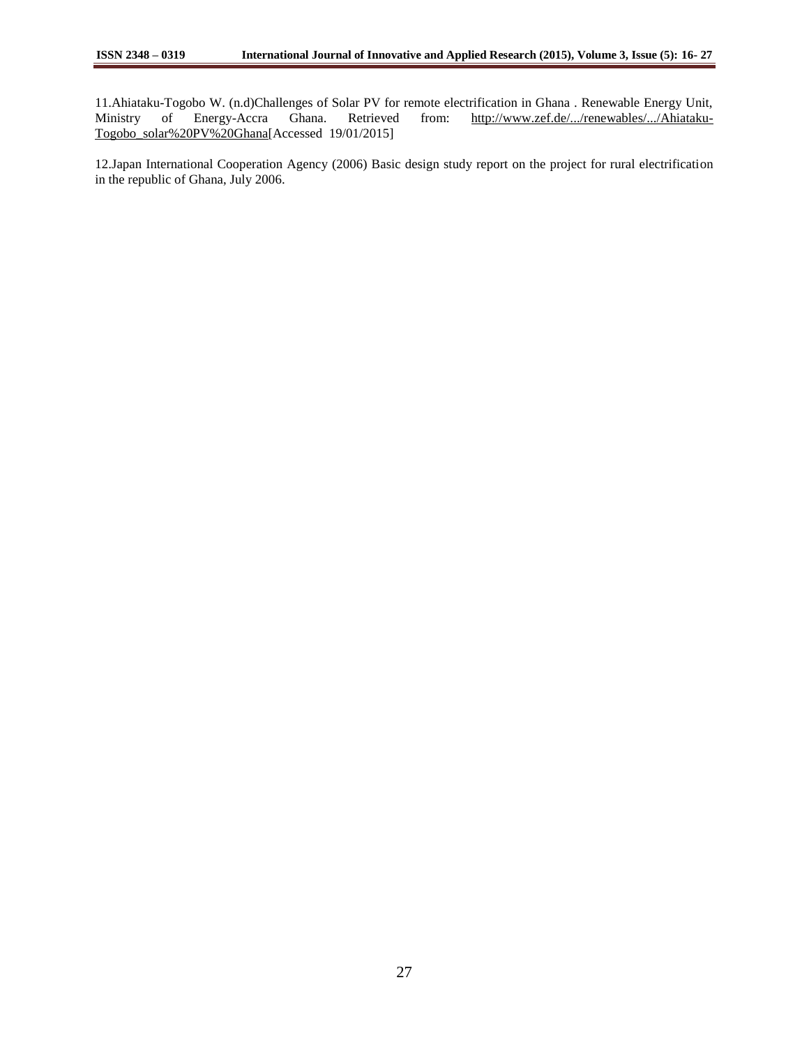11.Ahiataku-Togobo W. (n.d)Challenges of Solar PV for remote electrification in Ghana . Renewable Energy Unit, Ministry of Energy-Accra Ghana. Retrieved from: http://www.zef.de/.../renewables/.../Ahiataku-Togobo_solar%20PV%20Ghana[Accessed 19/01/2015]

12.Japan International Cooperation Agency (2006) Basic design study report on the project for rural electrification in the republic of Ghana, July 2006.